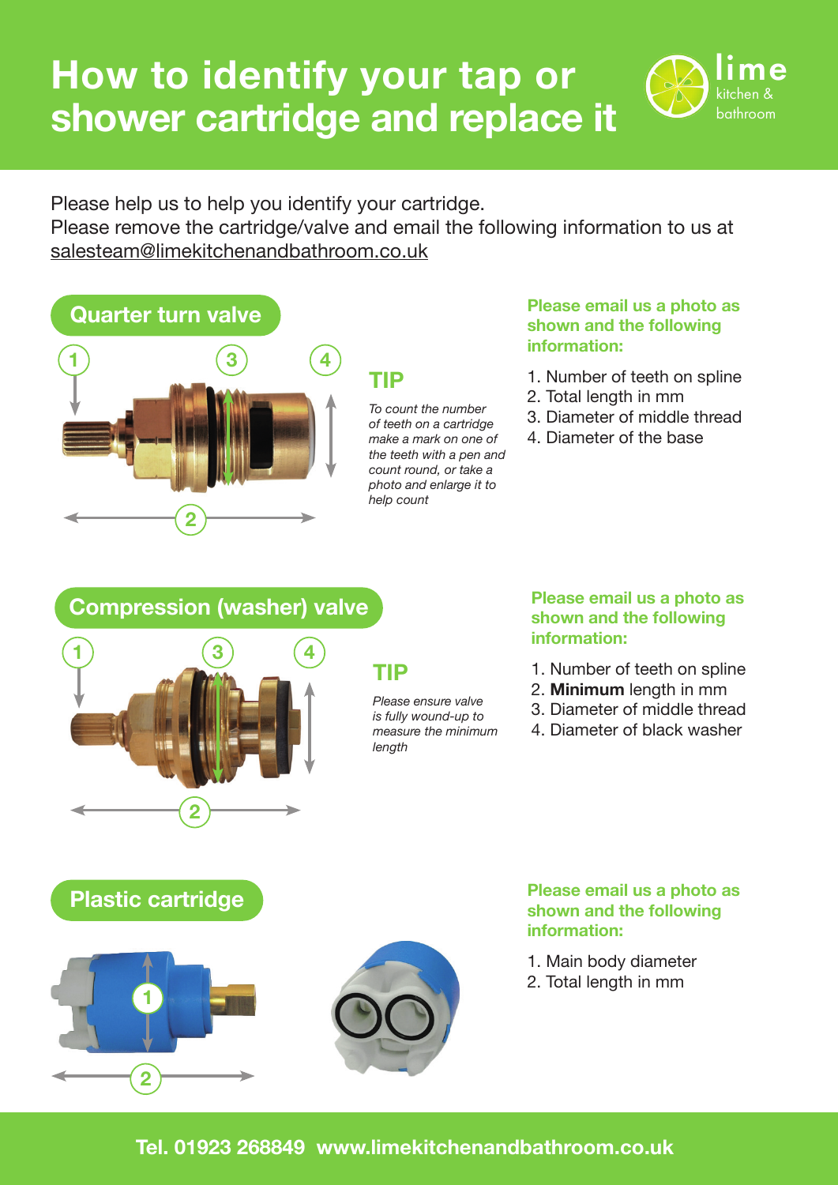# How to identify your tap or shower cartridge and replace it

lime kitchen & bathroom

Please help us to help you identify your cartridge.
Please remove the cartridge/valve and email the following information to us at salesteam@limekitchenandbathroom.co.uk

## Quarter turn valve

### TIP

*To count the number of teeth on a cartridge make a mark on one of the teeth with a pen and count round, or take a photo and enlarge it to help count*

**Please email us a photo as shown and the following information:**

1. Number of teeth on spline
2. Total length in mm
3. Diameter of middle thread
4. Diameter of the base

## Compression (washer) valve

### TIP

*Please ensure valve is fully wound-up to measure the minimum length*

**Please email us a photo as shown and the following information:**

1. Number of teeth on spline
2. **Minimum** length in mm
3. Diameter of middle thread
4. Diameter of black washer

## Plastic cartridge

**Please email us a photo as shown and the following information:**

1. Main body diameter
2. Total length in mm

Tel. 01923 268849 www.limekitchenandbathroom.co.uk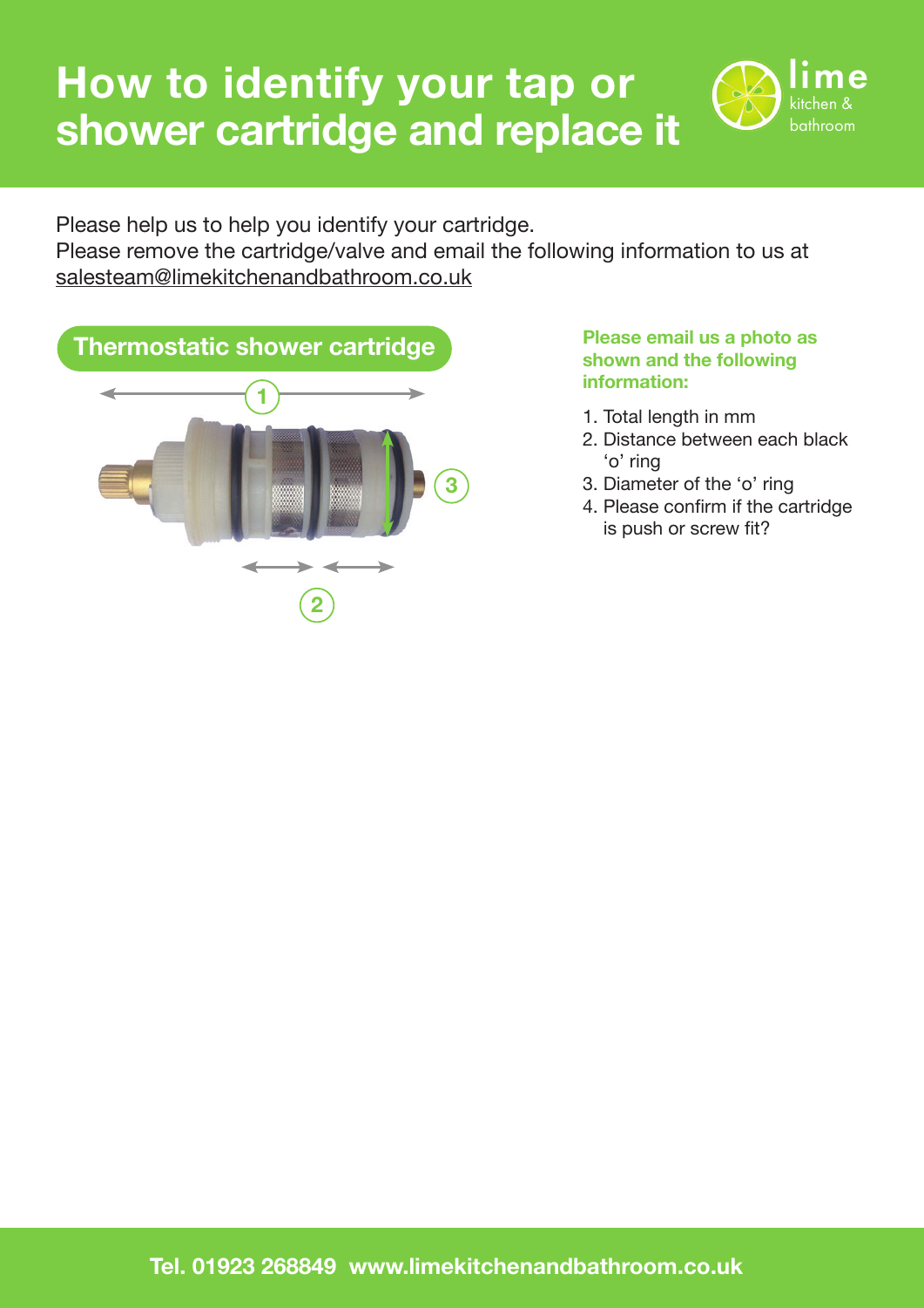# How to identify your tap or shower cartridge and replace it

Please help us to help you identify your cartridge.
Please remove the cartridge/valve and email the following information to us at salesteam@limekitchenandbathroom.co.uk

## Thermostatic shower cartridge

1

3

2

**Please email us a photo as shown and the following information:**

1. Total length in mm
2. Distance between each black 'o' ring
3. Diameter of the 'o' ring
4. Please confirm if the cartridge is push or screw fit?

**Tel. 01923 268849 www.limekitchenandbathroom.co.uk**